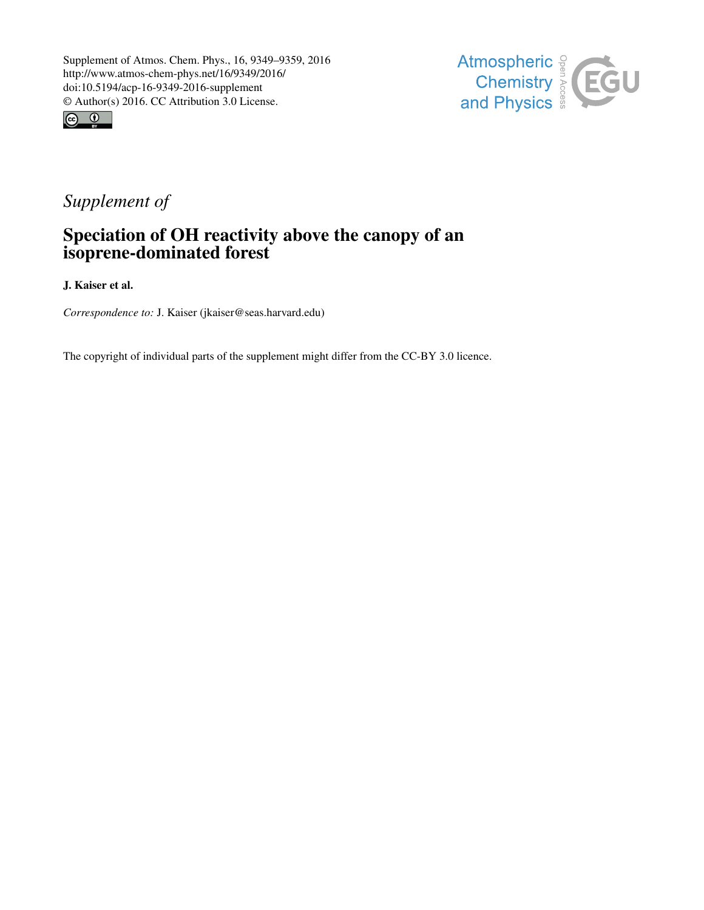Supplement of Atmos. Chem. Phys., 16, 9349–9359, 2016
http://www.atmos-chem-phys.net/16/9349/2016/
doi:10.5194/acp-16-9349-2016-supplement
© Author(s) 2016. CC Attribution 3.0 License.

*Supplement of*

# Speciation of OH reactivity above the canopy of an isoprene-dominated forest

**J. Kaiser et al.**

*Correspondence to:* J. Kaiser (jkaiser@seas.harvard.edu)

The copyright of individual parts of the supplement might differ from the CC-BY 3.0 licence.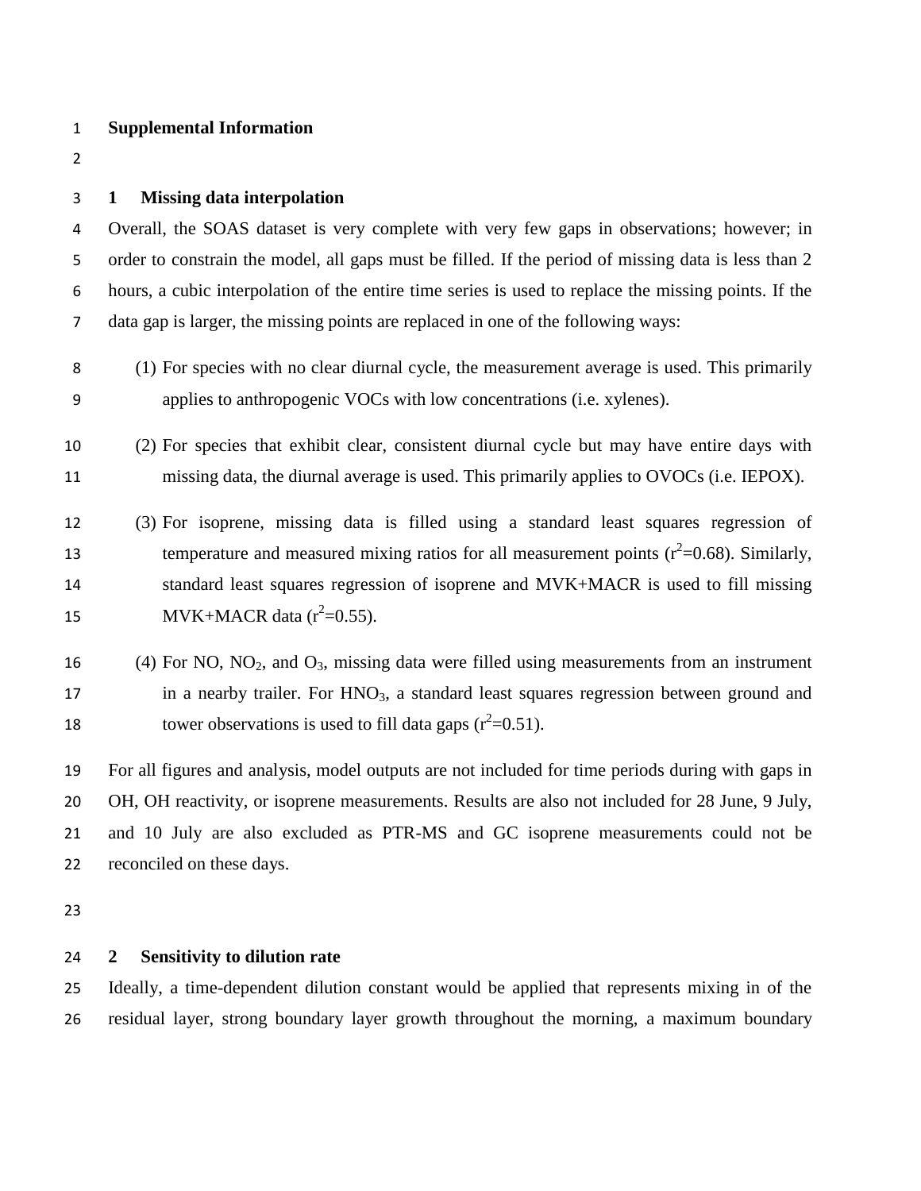**Supplemental Information**

## 1 Missing data interpolation

Overall, the SOAS dataset is very complete with very few gaps in observations; however; in order to constrain the model, all gaps must be filled. If the period of missing data is less than 2 hours, a cubic interpolation of the entire time series is used to replace the missing points. If the data gap is larger, the missing points are replaced in one of the following ways:

(1) For species with no clear diurnal cycle, the measurement average is used. This primarily applies to anthropogenic VOCs with low concentrations (i.e. xylenes).

(2) For species that exhibit clear, consistent diurnal cycle but may have entire days with missing data, the diurnal average is used. This primarily applies to OVOCs (i.e. IEPOX).

(3) For isoprene, missing data is filled using a standard least squares regression of temperature and measured mixing ratios for all measurement points ($r^2$=0.68). Similarly, standard least squares regression of isoprene and MVK+MACR is used to fill missing MVK+MACR data ($r^2$=0.55).

(4) For NO, $NO_2$, and $O_3$, missing data were filled using measurements from an instrument in a nearby trailer. For $HNO_3$, a standard least squares regression between ground and tower observations is used to fill data gaps ($r^2$=0.51).

For all figures and analysis, model outputs are not included for time periods during with gaps in OH, OH reactivity, or isoprene measurements. Results are also not included for 28 June, 9 July, and 10 July are also excluded as PTR-MS and GC isoprene measurements could not be reconciled on these days.

## 2 Sensitivity to dilution rate

Ideally, a time-dependent dilution constant would be applied that represents mixing in of the residual layer, strong boundary layer growth throughout the morning, a maximum boundary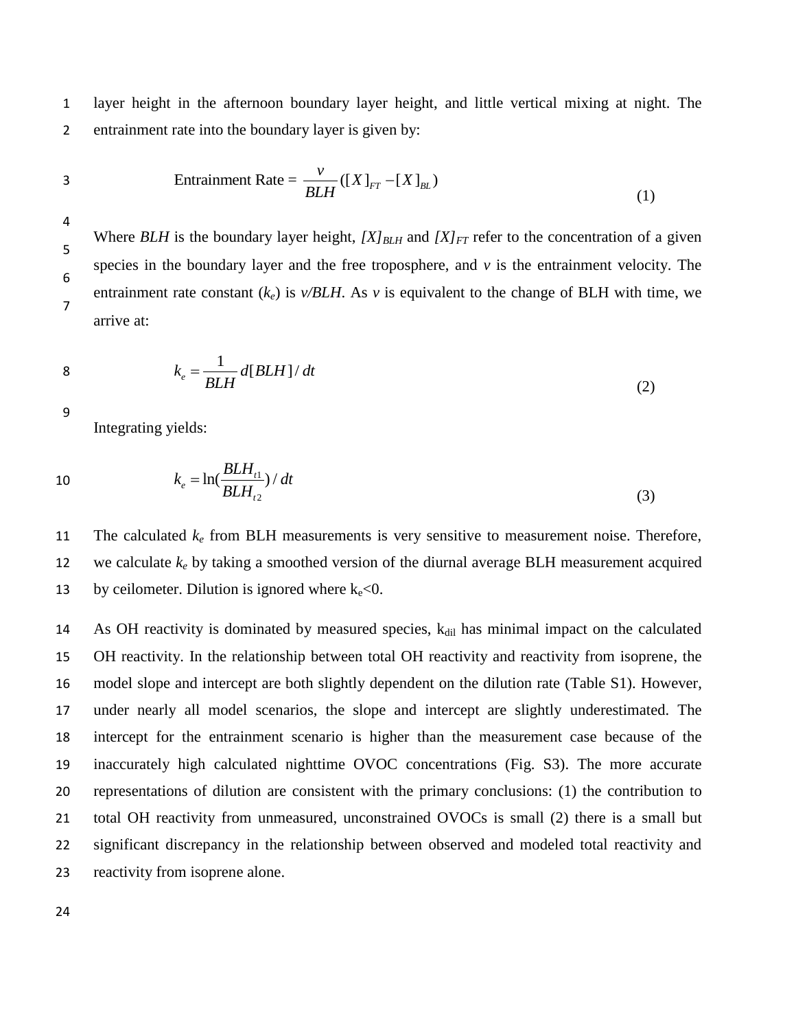layer height in the afternoon boundary layer height, and little vertical mixing at night. The entrainment rate into the boundary layer is given by:

$$\text{Entrainment Rate} = \frac{v}{BLH}([X]_{FT} - [X]_{BL}) \tag{1}$$

Where *BLH* is the boundary layer height, $[X]_{BLH}$ and $[X]_{FT}$ refer to the concentration of a given species in the boundary layer and the free troposphere, and $v$ is the entrainment velocity. The entrainment rate constant ($k_e$) is $v/BLH$. As $v$ is equivalent to the change of BLH with time, we arrive at:

$$k_e = \frac{1}{BLH} d[BLH]/dt \tag{2}$$

Integrating yields:

$$k_e = \ln\left(\frac{BLH_{t1}}{BLH_{t2}}\right)/dt \tag{3}$$

The calculated $k_e$ from BLH measurements is very sensitive to measurement noise. Therefore, we calculate $k_e$ by taking a smoothed version of the diurnal average BLH measurement acquired by ceilometer. Dilution is ignored where $k_e<0$.

As OH reactivity is dominated by measured species, $k_{dil}$ has minimal impact on the calculated OH reactivity. In the relationship between total OH reactivity and reactivity from isoprene, the model slope and intercept are both slightly dependent on the dilution rate (Table S1). However, under nearly all model scenarios, the slope and intercept are slightly underestimated. The intercept for the entrainment scenario is higher than the measurement case because of the inaccurately high calculated nighttime OVOC concentrations (Fig. S3). The more accurate representations of dilution are consistent with the primary conclusions: (1) the contribution to total OH reactivity from unmeasured, unconstrained OVOCs is small (2) there is a small but significant discrepancy in the relationship between observed and modeled total reactivity and reactivity from isoprene alone.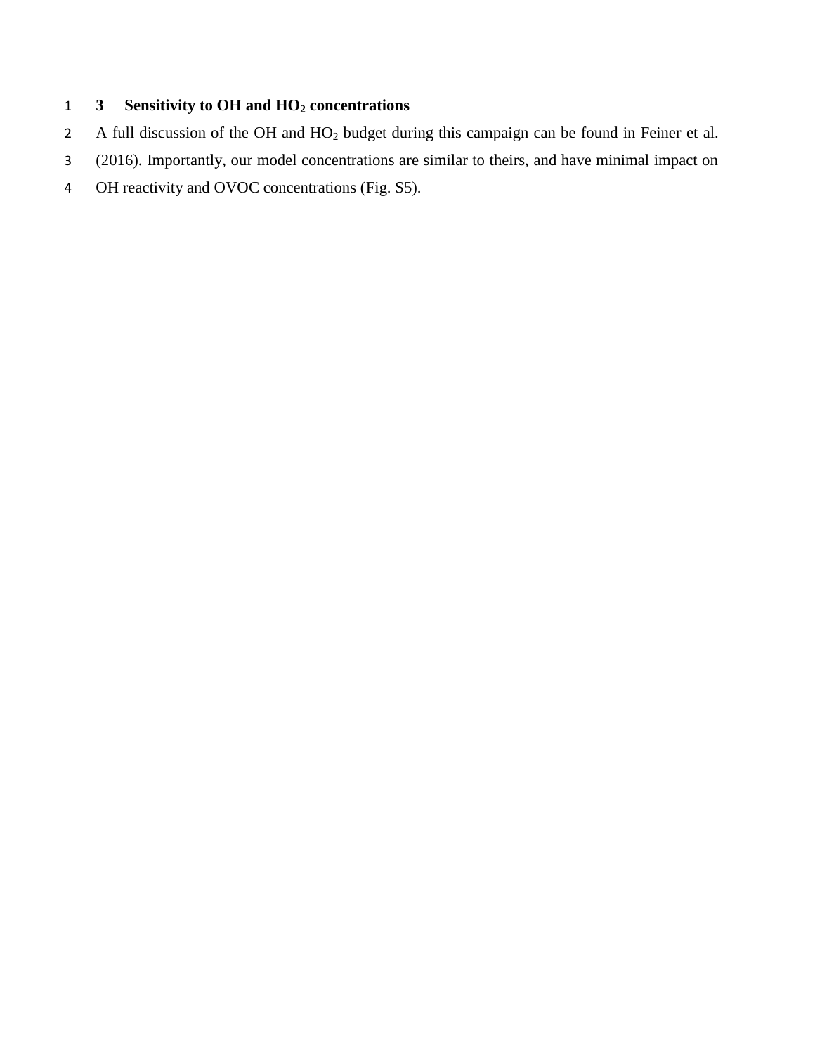## 3 Sensitivity to OH and $HO_2$ concentrations

A full discussion of the OH and $HO_2$ budget during this campaign can be found in Feiner et al. (2016). Importantly, our model concentrations are similar to theirs, and have minimal impact on OH reactivity and OVOC concentrations (Fig. S5).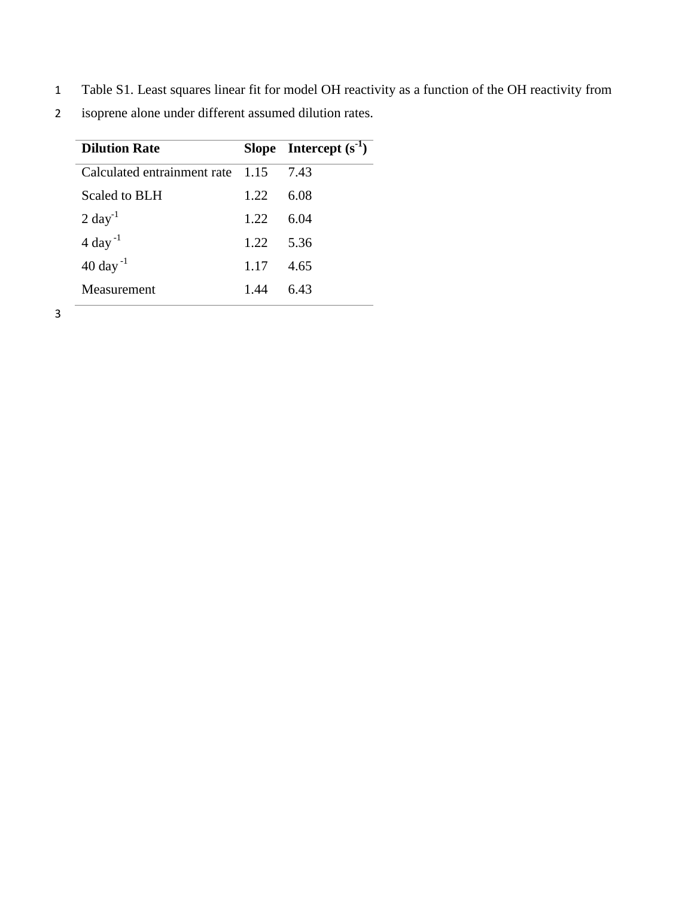Table S1. Least squares linear fit for model OH reactivity as a function of the OH reactivity from isoprene alone under different assumed dilution rates.

| **Dilution Rate** | **Slope** | **Intercept ($s^{-1}$)** |
|---|---|---|
| Calculated entrainment rate | 1.15 | 7.43 |
| Scaled to BLH | 1.22 | 6.08 |
| 2 $day^{-1}$ | 1.22 | 6.04 |
| 4 $day^{-1}$ | 1.22 | 5.36 |
| 40 $day^{-1}$ | 1.17 | 4.65 |
| Measurement | 1.44 | 6.43 |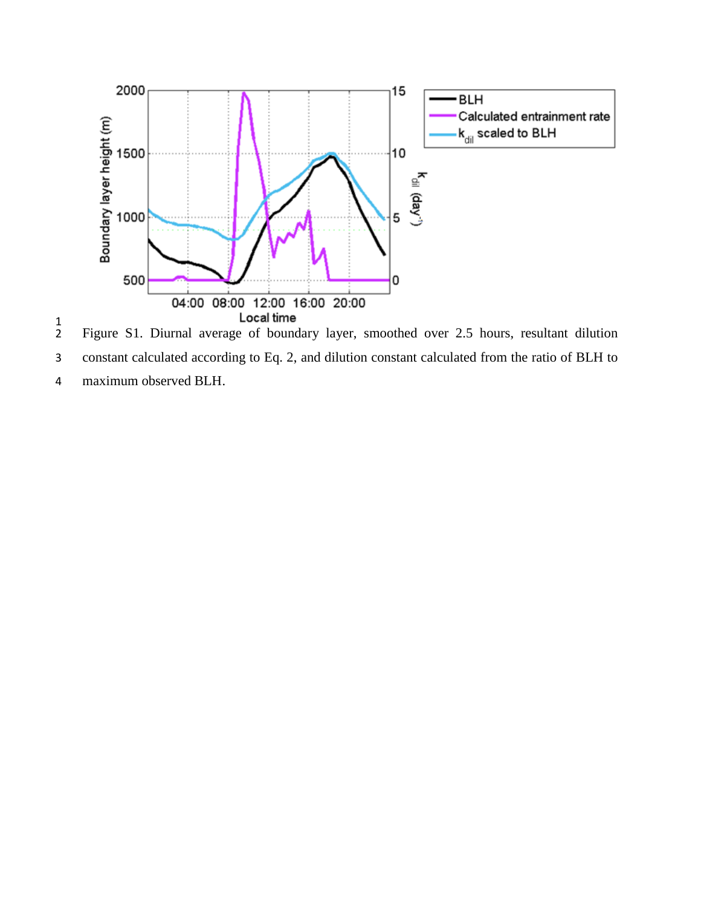Figure S1. Diurnal average of boundary layer, smoothed over 2.5 hours, resultant dilution constant calculated according to Eq. 2, and dilution constant calculated from the ratio of BLH to maximum observed BLH.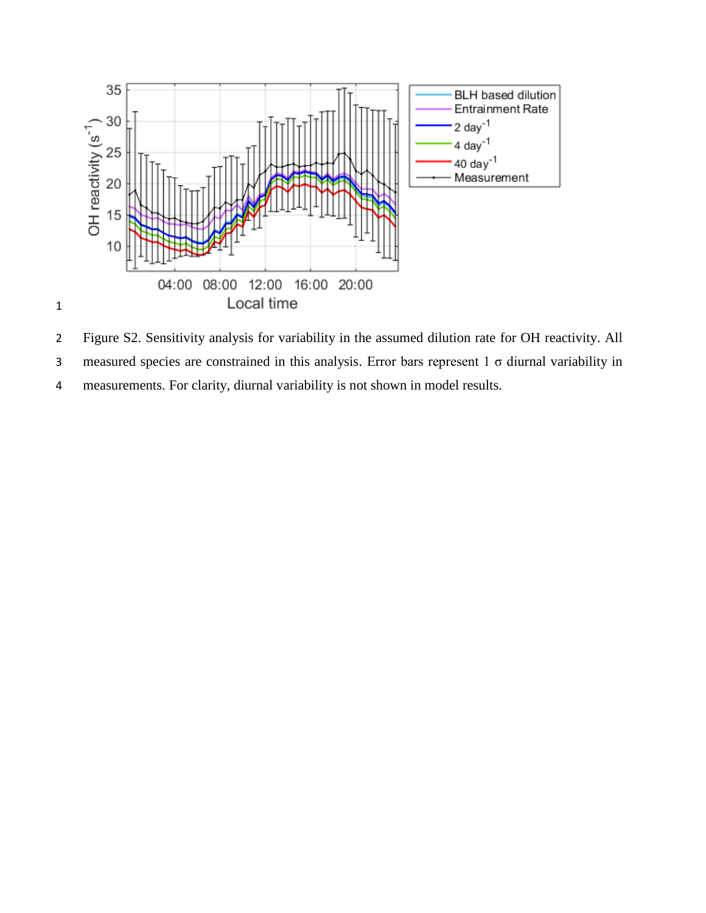Figure S2. Sensitivity analysis for variability in the assumed dilution rate for OH reactivity. All measured species are constrained in this analysis. Error bars represent 1 σ diurnal variability in measurements. For clarity, diurnal variability is not shown in model results.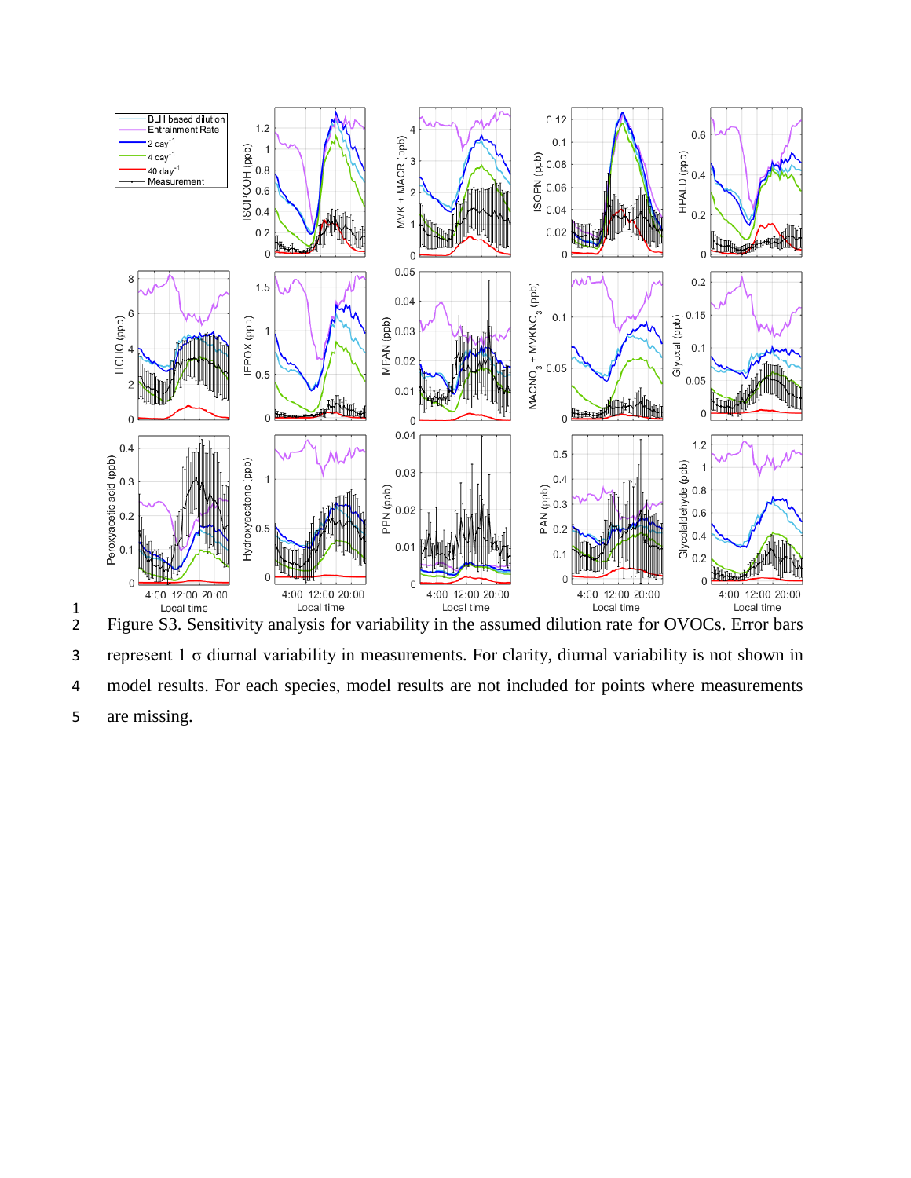Figure S3. Sensitivity analysis for variability in the assumed dilution rate for OVOCs. Error bars represent 1 σ diurnal variability in measurements. For clarity, diurnal variability is not shown in model results. For each species, model results are not included for points where measurements are missing.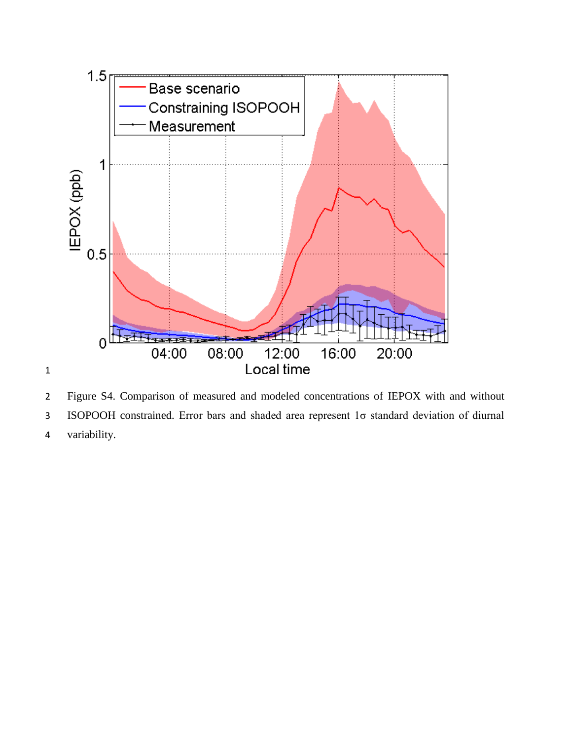Figure S4. Comparison of measured and modeled concentrations of IEPOX with and without ISOPOOH constrained. Error bars and shaded area represent 1σ standard deviation of diurnal variability.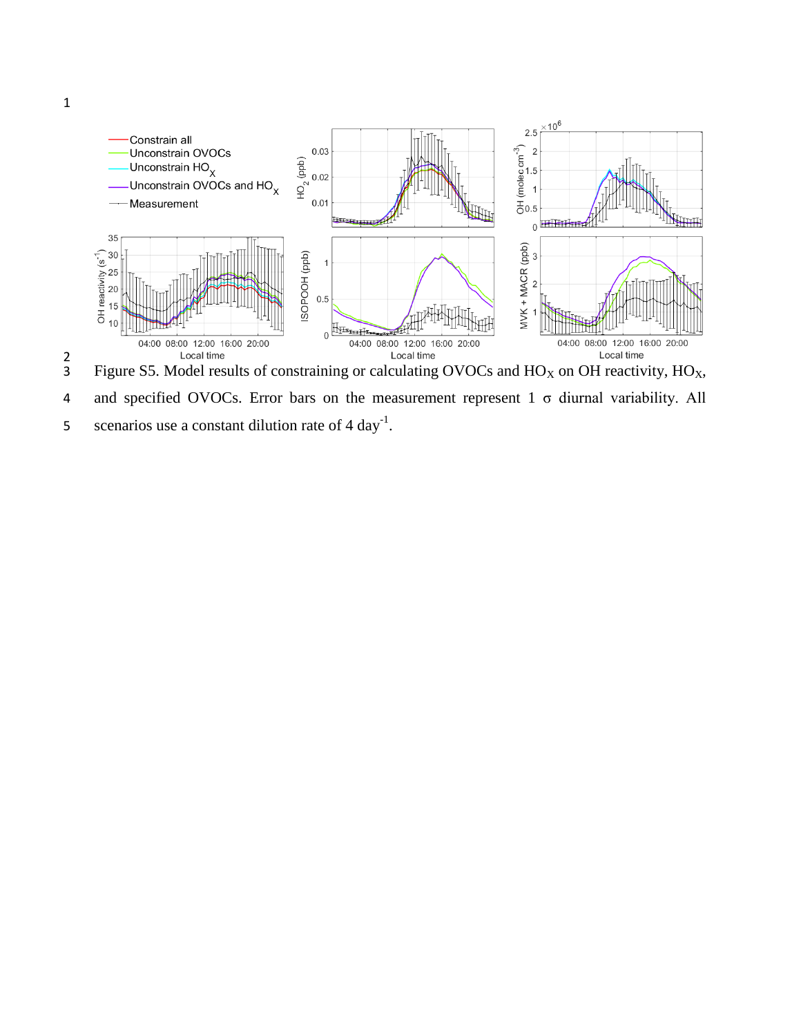Constrain all
Unconstrain OVOCs
Unconstrain $HO_X$
Unconstrain OVOCs and $HO_X$
Measurement

$HO_2$ (ppb)
0.03
0.02
0.01

$\times 10^6$
OH (molec cm$^{-3}$)
2.5
2
1.5
1
0.5
0

OH reactivity (s$^{-1}$)
35
30
25
20
15
10
04:00 08:00 12:00 16:00 20:00
Local time

ISOPOOH (ppb)
1
0.5
0
04:00 08:00 12:00 16:00 20:00
Local time

MVK + MACR (ppb)
3
2
1
04:00 08:00 12:00 16:00 20:00
Local time

Figure S5. Model results of constraining or calculating OVOCs and $HO_X$ on OH reactivity, $HO_X$, and specified OVOCs. Error bars on the measurement represent 1 σ diurnal variability. All scenarios use a constant dilution rate of 4 day$^{-1}$.